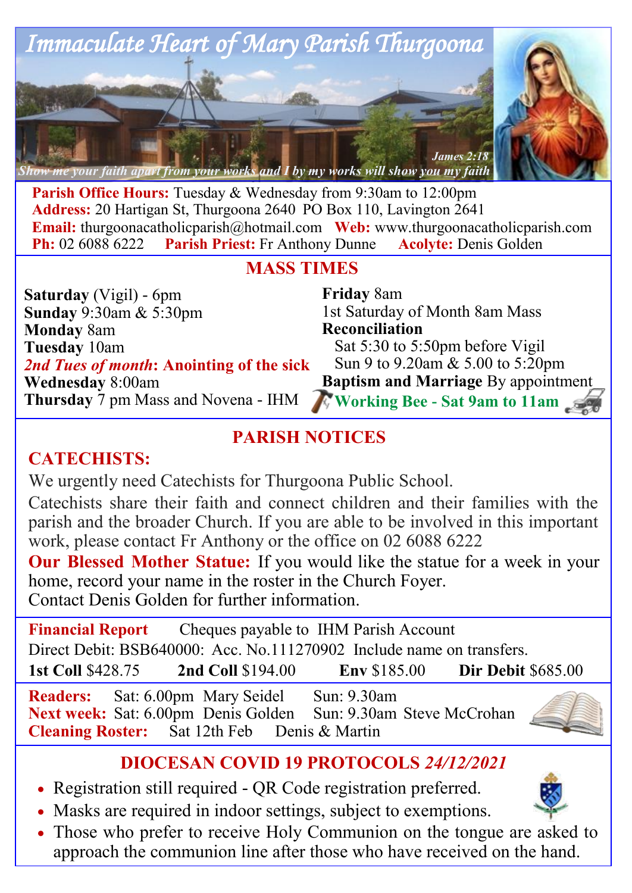# Immaculate Heart of Mary Parish Thurgoona

*Show me your faith apart from your works and I by my works will show you my faith*
*James 2:18*

**Parish Office Hours:** Tuesday & Wednesday from 9:30am to 12:00pm
**Address:** 20 Hartigan St, Thurgoona 2640 PO Box 110, Lavington 2641
**Email:** thurgoonacatholicparish@hotmail.com **Web:** www.thurgoonacatholicparish.com
**Ph:** 02 6088 6222 **Parish Priest:** Fr Anthony Dunne **Acolyte:** Denis Golden

## MASS TIMES

**Saturday** (Vigil) - 6pm
**Sunday** 9:30am & 5:30pm
**Monday** 8am
**Tuesday** 10am
***2nd Tues of month*: Anointing of the sick**
**Wednesday** 8:00am
**Thursday** 7 pm Mass and Novena - IHM
**Friday** 8am
1st Saturday of Month 8am Mass
**Reconciliation**
Sat 5:30 to 5:50pm before Vigil
Sun 9 to 9.20am & 5.00 to 5:20pm
**Baptism and Marriage** By appointment
**Working Bee - Sat 9am to 11am**

## PARISH NOTICES

### CATECHISTS:

We urgently need Catechists for Thurgoona Public School.

Catechists share their faith and connect children and their families with the parish and the broader Church. If you are able to be involved in this important work, please contact Fr Anthony or the office on 02 6088 6222

**Our Blessed Mother Statue:** If you would like the statue for a week in your home, record your name in the roster in the Church Foyer.
Contact Denis Golden for further information.

**Financial Report** Cheques payable to IHM Parish Account
Direct Debit: BSB640000: Acc. No.111270902 Include name on transfers.
**1st Coll** $428.75 **2nd Coll** $194.00 **Env** $185.00 **Dir Debit** $685.00

**Readers:** Sat: 6.00pm Mary Seidel Sun: 9.30am
**Next week:** Sat: 6.00pm Denis Golden Sun: 9.30am Steve McCrohan
**Cleaning Roster:** Sat 12th Feb Denis & Martin

## DIOCESAN COVID 19 PROTOCOLS *24/12/2021*

- Registration still required - QR Code registration preferred.
- Masks are required in indoor settings, subject to exemptions.
- Those who prefer to receive Holy Communion on the tongue are asked to approach the communion line after those who have received on the hand.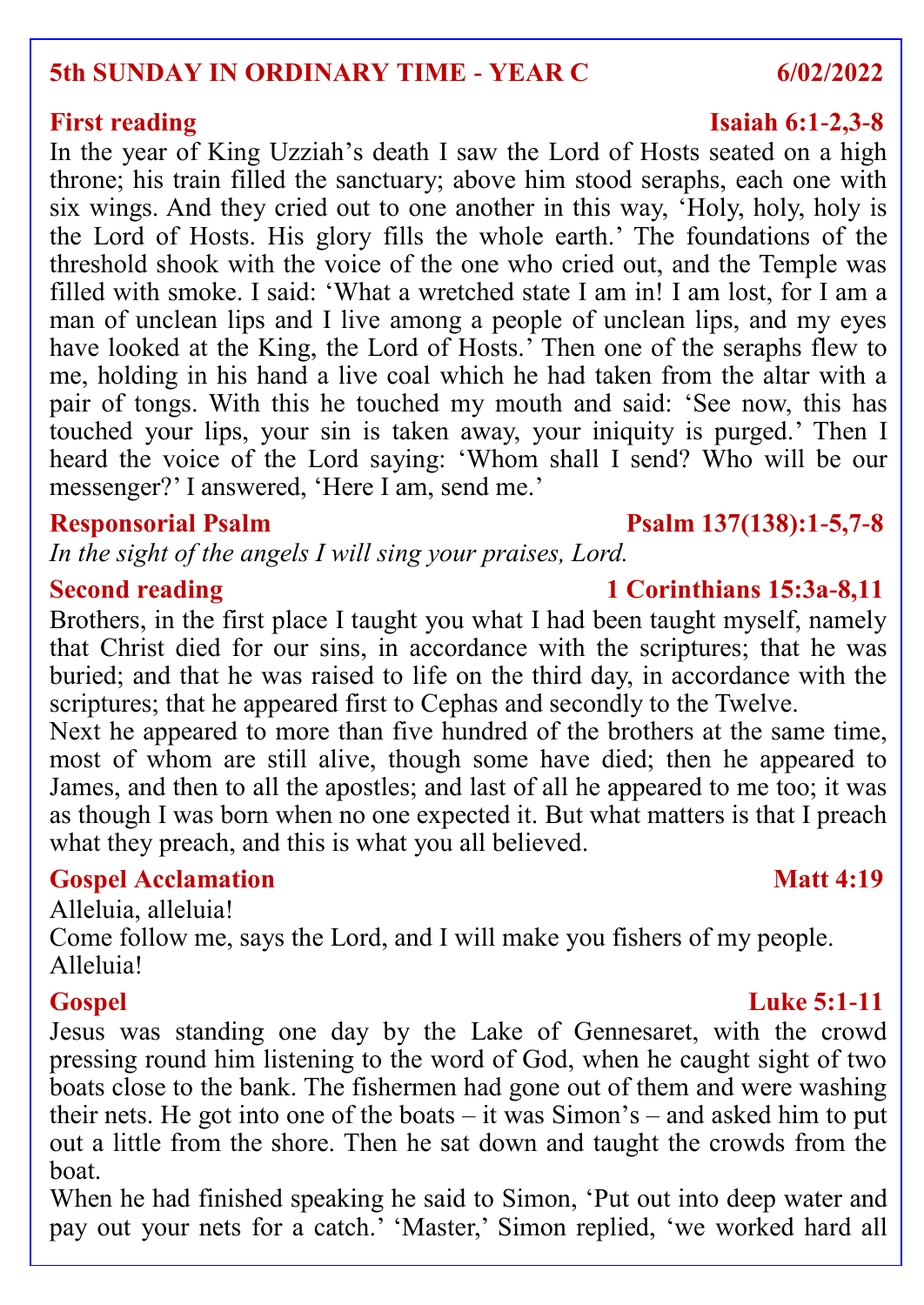## 5th SUNDAY IN ORDINARY TIME - YEAR C — 6/02/2022

### First reading — Isaiah 6:1-2,3-8

In the year of King Uzziah's death I saw the Lord of Hosts seated on a high throne; his train filled the sanctuary; above him stood seraphs, each one with six wings. And they cried out to one another in this way, 'Holy, holy, holy is the Lord of Hosts. His glory fills the whole earth.' The foundations of the threshold shook with the voice of the one who cried out, and the Temple was filled with smoke. I said: 'What a wretched state I am in! I am lost, for I am a man of unclean lips and I live among a people of unclean lips, and my eyes have looked at the King, the Lord of Hosts.' Then one of the seraphs flew to me, holding in his hand a live coal which he had taken from the altar with a pair of tongs. With this he touched my mouth and said: 'See now, this has touched your lips, your sin is taken away, your iniquity is purged.' Then I heard the voice of the Lord saying: 'Whom shall I send? Who will be our messenger?' I answered, 'Here I am, send me.'

### Responsorial Psalm — Psalm 137(138):1-5,7-8

*In the sight of the angels I will sing your praises, Lord.*

### Second reading — 1 Corinthians 15:3a-8,11

Brothers, in the first place I taught you what I had been taught myself, namely that Christ died for our sins, in accordance with the scriptures; that he was buried; and that he was raised to life on the third day, in accordance with the scriptures; that he appeared first to Cephas and secondly to the Twelve.

Next he appeared to more than five hundred of the brothers at the same time, most of whom are still alive, though some have died; then he appeared to James, and then to all the apostles; and last of all he appeared to me too; it was as though I was born when no one expected it. But what matters is that I preach what they preach, and this is what you all believed.

### Gospel Acclamation — Matt 4:19

Alleluia, alleluia!
Come follow me, says the Lord, and I will make you fishers of my people.
Alleluia!

### Gospel — Luke 5:1-11

Jesus was standing one day by the Lake of Gennesaret, with the crowd pressing round him listening to the word of God, when he caught sight of two boats close to the bank. The fishermen had gone out of them and were washing their nets. He got into one of the boats – it was Simon's – and asked him to put out a little from the shore. Then he sat down and taught the crowds from the boat.

When he had finished speaking he said to Simon, 'Put out into deep water and pay out your nets for a catch.' 'Master,' Simon replied, 'we worked hard all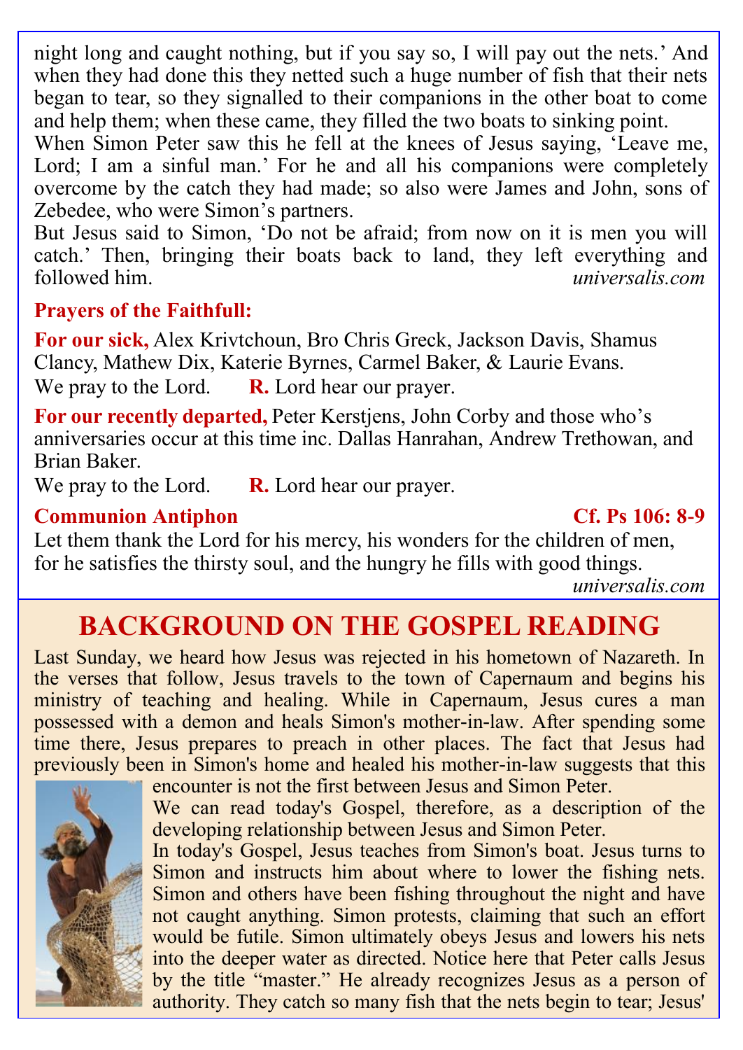night long and caught nothing, but if you say so, I will pay out the nets.' And when they had done this they netted such a huge number of fish that their nets began to tear, so they signalled to their companions in the other boat to come and help them; when these came, they filled the two boats to sinking point.
When Simon Peter saw this he fell at the knees of Jesus saying, 'Leave me, Lord; I am a sinful man.' For he and all his companions were completely overcome by the catch they had made; so also were James and John, sons of Zebedee, who were Simon's partners.
But Jesus said to Simon, 'Do not be afraid; from now on it is men you will catch.' Then, bringing their boats back to land, they left everything and followed him. *universalis.com*

**Prayers of the Faithfull:**

**For our sick,** Alex Krivtchoun, Bro Chris Greck, Jackson Davis, Shamus Clancy, Mathew Dix, Katerie Byrnes, Carmel Baker, & Laurie Evans.
We pray to the Lord. **R.** Lord hear our prayer.

**For our recently departed,** Peter Kerstjens, John Corby and those who's anniversaries occur at this time inc. Dallas Hanrahan, Andrew Trethowan, and Brian Baker.
We pray to the Lord. **R.** Lord hear our prayer.

**Communion Antiphon** **Cf. Ps 106: 8-9**

Let them thank the Lord for his mercy, his wonders for the children of men, for he satisfies the thirsty soul, and the hungry he fills with good things.
*universalis.com*

# BACKGROUND ON THE GOSPEL READING

Last Sunday, we heard how Jesus was rejected in his hometown of Nazareth. In the verses that follow, Jesus travels to the town of Capernaum and begins his ministry of teaching and healing. While in Capernaum, Jesus cures a man possessed with a demon and heals Simon's mother-in-law. After spending some time there, Jesus prepares to preach in other places. The fact that Jesus had previously been in Simon's home and healed his mother-in-law suggests that this encounter is not the first between Jesus and Simon Peter.

We can read today's Gospel, therefore, as a description of the developing relationship between Jesus and Simon Peter.

In today's Gospel, Jesus teaches from Simon's boat. Jesus turns to Simon and instructs him about where to lower the fishing nets. Simon and others have been fishing throughout the night and have not caught anything. Simon protests, claiming that such an effort would be futile. Simon ultimately obeys Jesus and lowers his nets into the deeper water as directed. Notice here that Peter calls Jesus by the title "master." He already recognizes Jesus as a person of authority. They catch so many fish that the nets begin to tear; Jesus'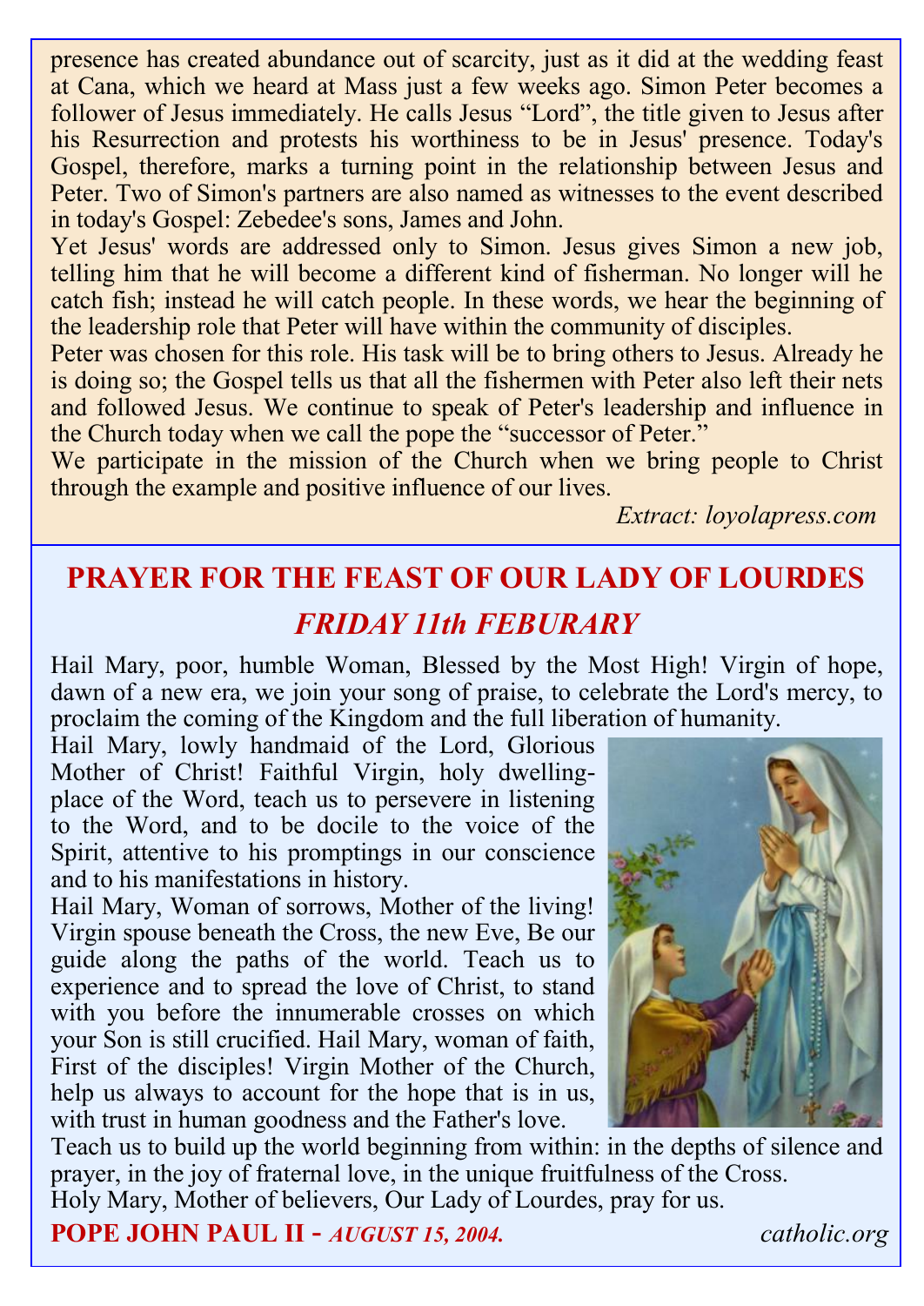presence has created abundance out of scarcity, just as it did at the wedding feast at Cana, which we heard at Mass just a few weeks ago. Simon Peter becomes a follower of Jesus immediately. He calls Jesus "Lord", the title given to Jesus after his Resurrection and protests his worthiness to be in Jesus' presence. Today's Gospel, therefore, marks a turning point in the relationship between Jesus and Peter. Two of Simon's partners are also named as witnesses to the event described in today's Gospel: Zebedee's sons, James and John.

Yet Jesus' words are addressed only to Simon. Jesus gives Simon a new job, telling him that he will become a different kind of fisherman. No longer will he catch fish; instead he will catch people. In these words, we hear the beginning of the leadership role that Peter will have within the community of disciples.

Peter was chosen for this role. His task will be to bring others to Jesus. Already he is doing so; the Gospel tells us that all the fishermen with Peter also left their nets and followed Jesus. We continue to speak of Peter's leadership and influence in the Church today when we call the pope the "successor of Peter."

We participate in the mission of the Church when we bring people to Christ through the example and positive influence of our lives.

*Extract: loyolapress.com*

## PRAYER FOR THE FEAST OF OUR LADY OF LOURDES

### *FRIDAY 11th FEBURARY*

Hail Mary, poor, humble Woman, Blessed by the Most High! Virgin of hope, dawn of a new era, we join your song of praise, to celebrate the Lord's mercy, to proclaim the coming of the Kingdom and the full liberation of humanity.

Hail Mary, lowly handmaid of the Lord, Glorious Mother of Christ! Faithful Virgin, holy dwelling-place of the Word, teach us to persevere in listening to the Word, and to be docile to the voice of the Spirit, attentive to his promptings in our conscience and to his manifestations in history.

Hail Mary, Woman of sorrows, Mother of the living! Virgin spouse beneath the Cross, the new Eve, Be our guide along the paths of the world. Teach us to experience and to spread the love of Christ, to stand with you before the innumerable crosses on which your Son is still crucified. Hail Mary, woman of faith, First of the disciples! Virgin Mother of the Church, help us always to account for the hope that is in us, with trust in human goodness and the Father's love.

Teach us to build up the world beginning from within: in the depths of silence and prayer, in the joy of fraternal love, in the unique fruitfulness of the Cross.

Holy Mary, Mother of believers, Our Lady of Lourdes, pray for us.

**POPE JOHN PAUL II -** ***AUGUST 15, 2004.*** catholic.org